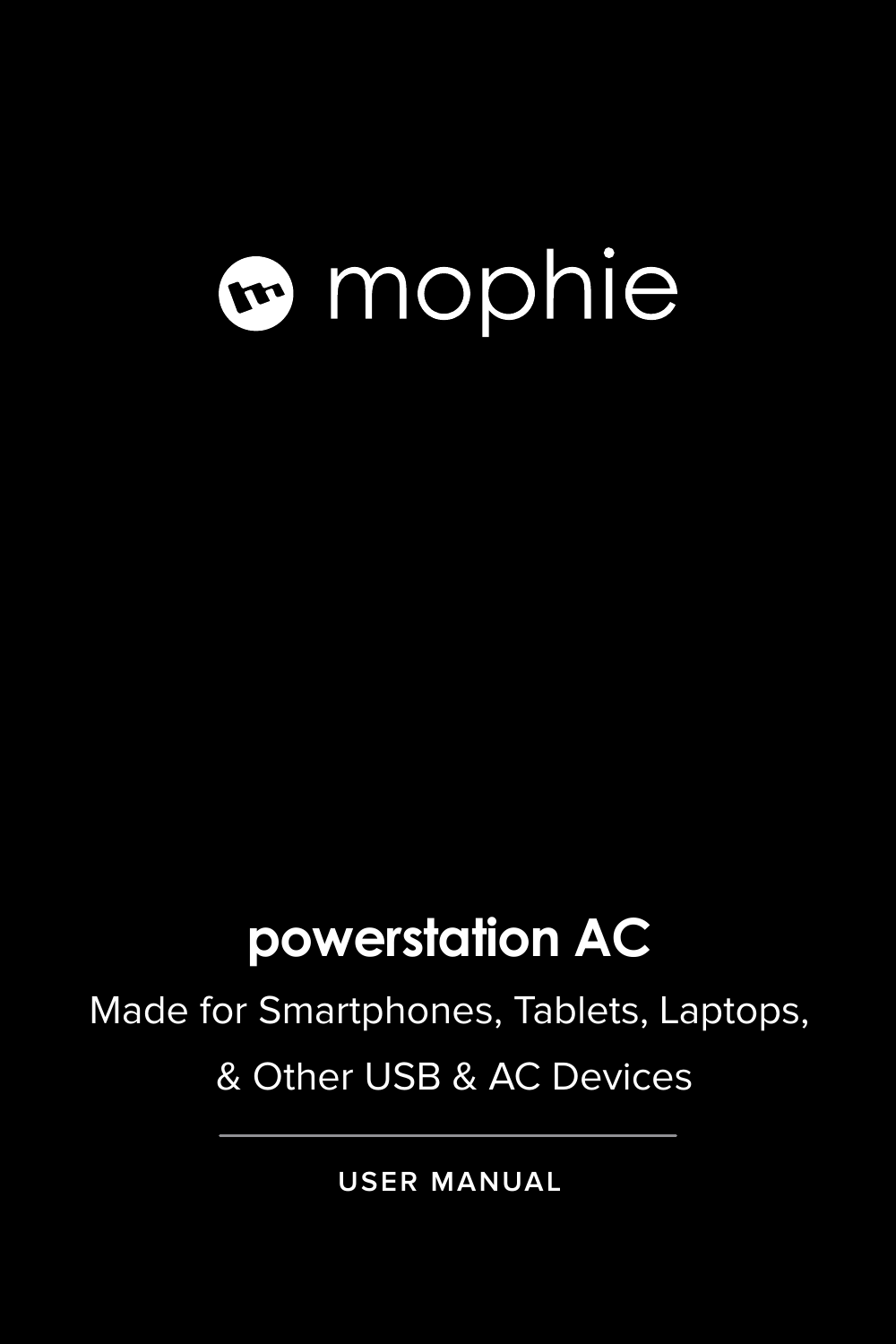mophie

# powerstation AC

Made for Smartphones, Tablets, Laptops, & Other USB & AC Devices

---

USER MANUAL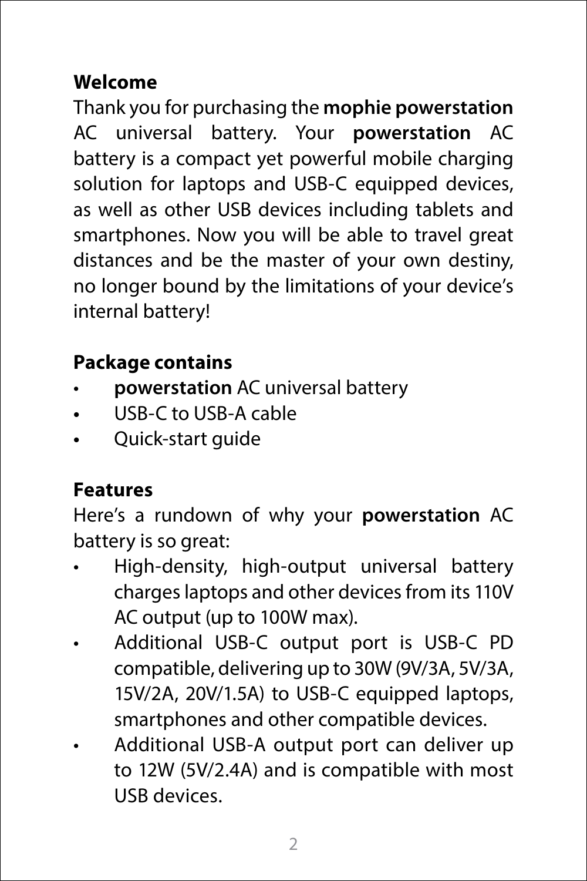## Welcome

Thank you for purchasing the **mophie powerstation** AC universal battery. Your **powerstation** AC battery is a compact yet powerful mobile charging solution for laptops and USB-C equipped devices, as well as other USB devices including tablets and smartphones. Now you will be able to travel great distances and be the master of your own destiny, no longer bound by the limitations of your device's internal battery!

## Package contains

- **powerstation** AC universal battery
- USB-C to USB-A cable
- Quick-start guide

## Features

Here's a rundown of why your **powerstation** AC battery is so great:

- High-density, high-output universal battery charges laptops and other devices from its 110V AC output (up to 100W max).
- Additional USB-C output port is USB-C PD compatible, delivering up to 30W (9V/3A, 5V/3A, 15V/2A, 20V/1.5A) to USB-C equipped laptops, smartphones and other compatible devices.
- Additional USB-A output port can deliver up to 12W (5V/2.4A) and is compatible with most USB devices.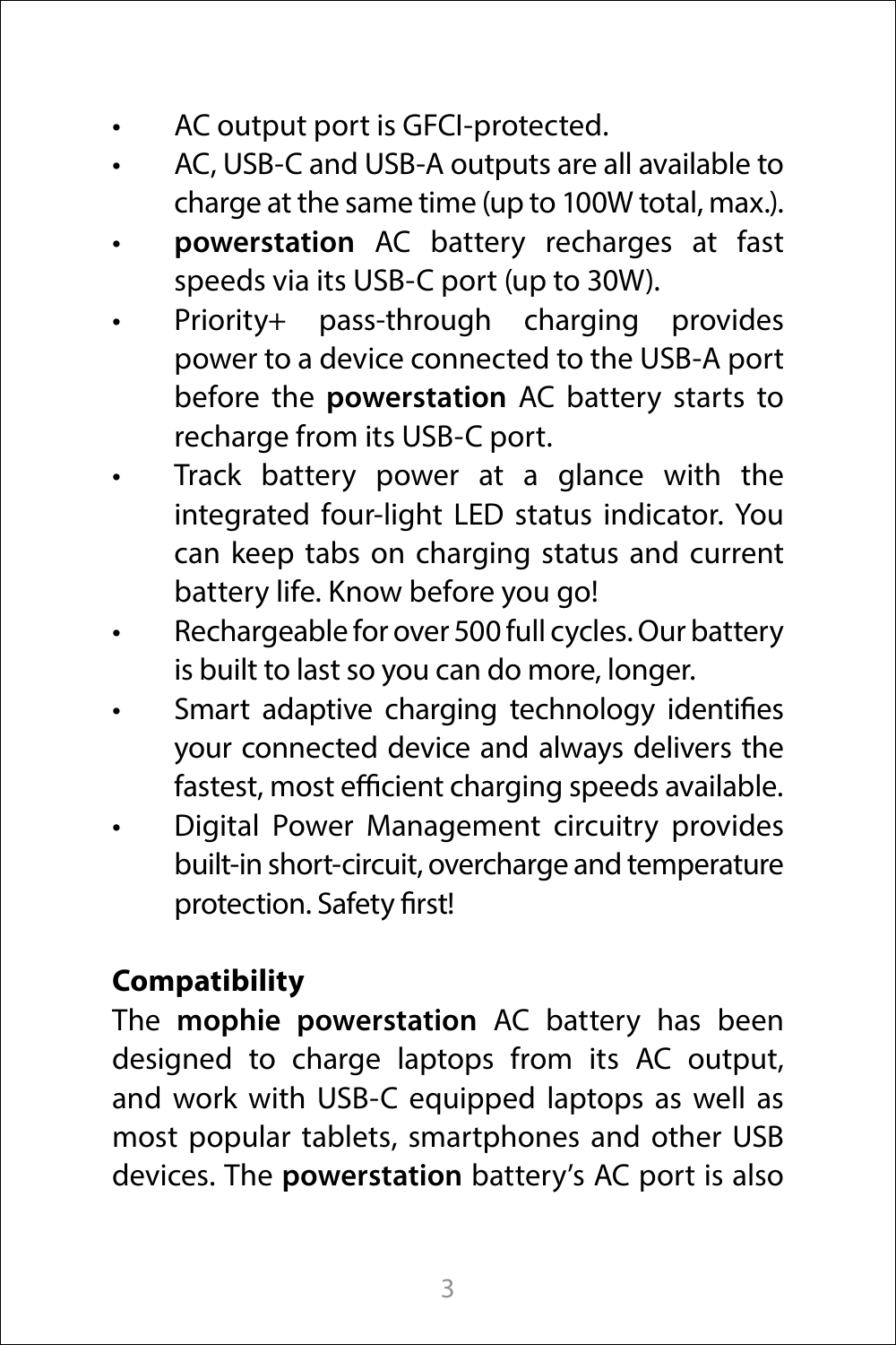- AC output port is GFCI-protected.
- AC, USB-C and USB-A outputs are all available to charge at the same time (up to 100W total, max.).
- **powerstation** AC battery recharges at fast speeds via its USB-C port (up to 30W).
- Priority+ pass-through charging provides power to a device connected to the USB-A port before the **powerstation** AC battery starts to recharge from its USB-C port.
- Track battery power at a glance with the integrated four-light LED status indicator. You can keep tabs on charging status and current battery life. Know before you go!
- Rechargeable for over 500 full cycles. Our battery is built to last so you can do more, longer.
- Smart adaptive charging technology identifies your connected device and always delivers the fastest, most efficient charging speeds available.
- Digital Power Management circuitry provides built-in short-circuit, overcharge and temperature protection. Safety first!

**Compatibility**

The **mophie powerstation** AC battery has been designed to charge laptops from its AC output, and work with USB-C equipped laptops as well as most popular tablets, smartphones and other USB devices. The **powerstation** battery's AC port is also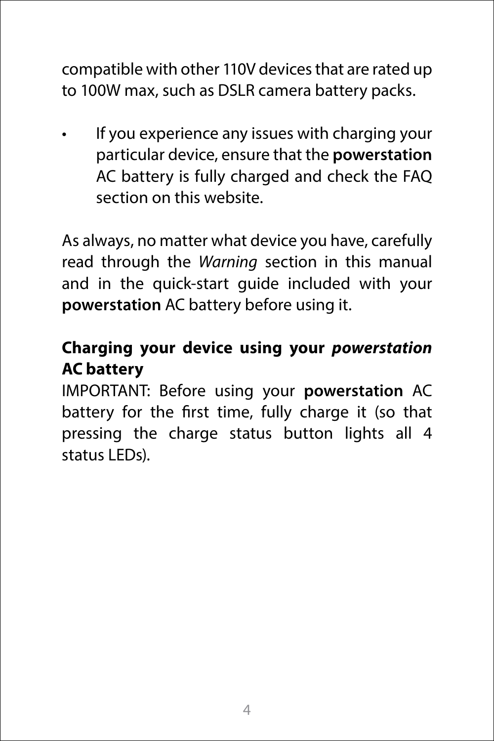compatible with other 110V devices that are rated up to 100W max, such as DSLR camera battery packs.

- If you experience any issues with charging your particular device, ensure that the **powerstation** AC battery is fully charged and check the FAQ section on this website.

As always, no matter what device you have, carefully read through the *Warning* section in this manual and in the quick-start guide included with your **powerstation** AC battery before using it.

## Charging your device using your *powerstation* AC battery

IMPORTANT: Before using your **powerstation** AC battery for the first time, fully charge it (so that pressing the charge status button lights all 4 status LEDs).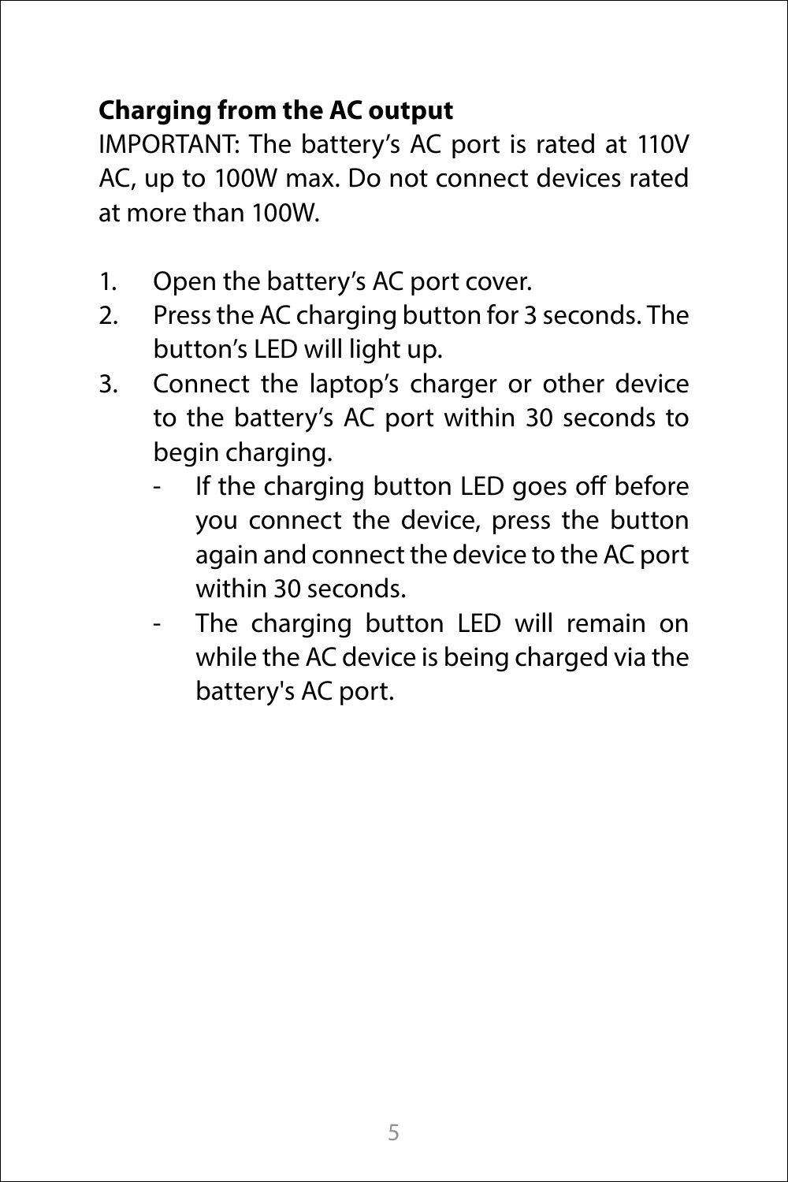**Charging from the AC output**

IMPORTANT: The battery’s AC port is rated at 110V AC, up to 100W max. Do not connect devices rated at more than 100W.

1. Open the battery’s AC port cover.
2. Press the AC charging button for 3 seconds. The button’s LED will light up.
3. Connect the laptop’s charger or other device to the battery’s AC port within 30 seconds to begin charging.
   - If the charging button LED goes off before you connect the device, press the button again and connect the device to the AC port within 30 seconds.
   - The charging button LED will remain on while the AC device is being charged via the battery's AC port.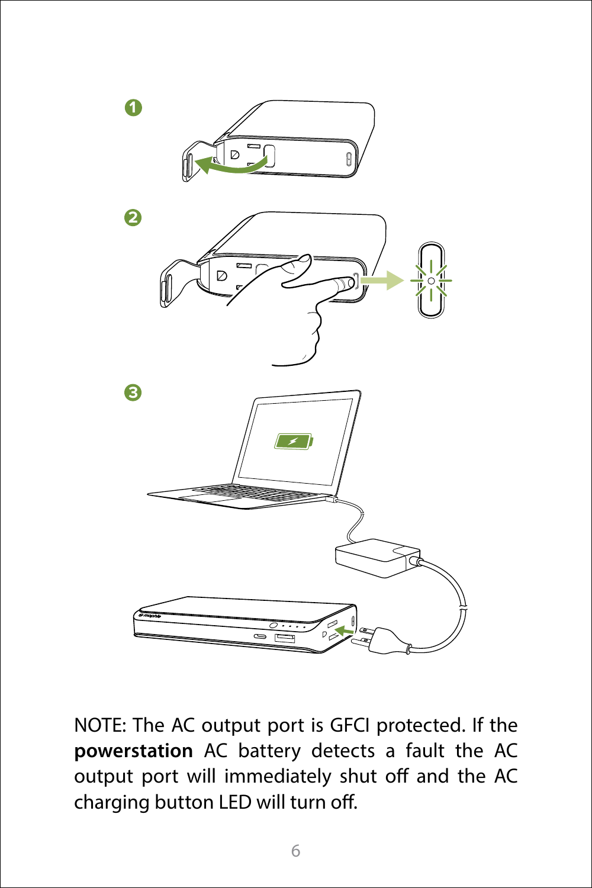NOTE: The AC output port is GFCI protected. If the **powerstation** AC battery detects a fault the AC output port will immediately shut off and the AC charging button LED will turn off.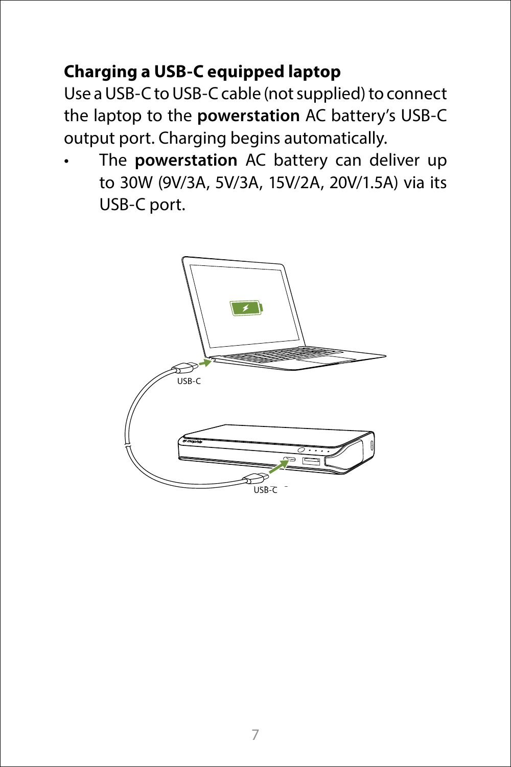## Charging a USB-C equipped laptop

Use a USB-C to USB-C cable (not supplied) to connect the laptop to the **powerstation** AC battery's USB-C output port. Charging begins automatically.

- The **powerstation** AC battery can deliver up to 30W (9V/3A, 5V/3A, 15V/2A, 20V/1.5A) via its USB-C port.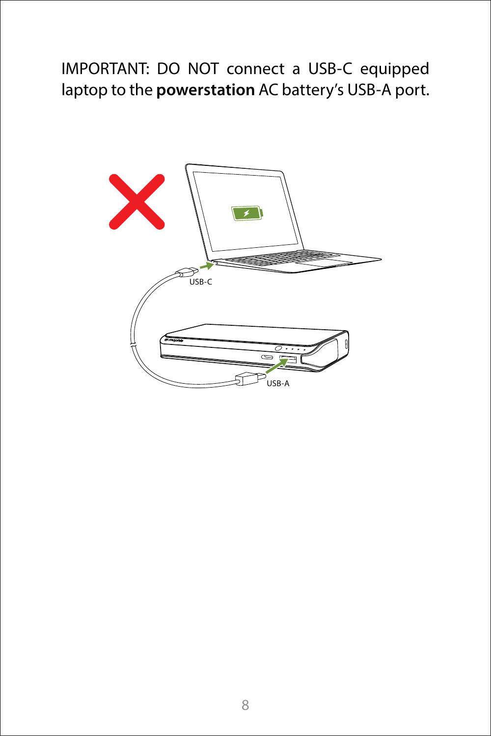IMPORTANT: DO NOT connect a USB-C equipped laptop to the **powerstation** AC battery's USB-A port.

USB-C

USB-A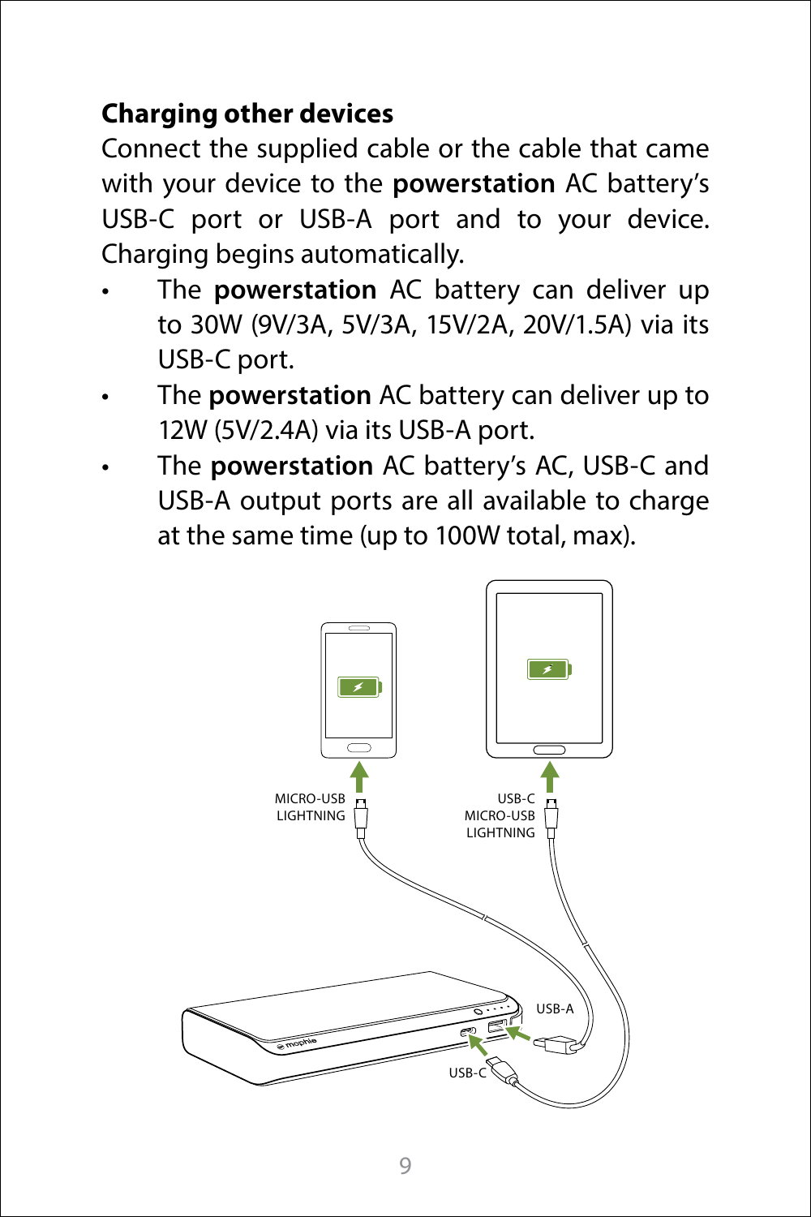**Charging other devices**

Connect the supplied cable or the cable that came with your device to the **powerstation** AC battery's USB-C port or USB-A port and to your device. Charging begins automatically.

- The **powerstation** AC battery can deliver up to 30W (9V/3A, 5V/3A, 15V/2A, 20V/1.5A) via its USB-C port.
- The **powerstation** AC battery can deliver up to 12W (5V/2.4A) via its USB-A port.
- The **powerstation** AC battery's AC, USB-C and USB-A output ports are all available to charge at the same time (up to 100W total, max).

MICRO-USB
LIGHTNING

USB-C
MICRO-USB
LIGHTNING

USB-A

USB-C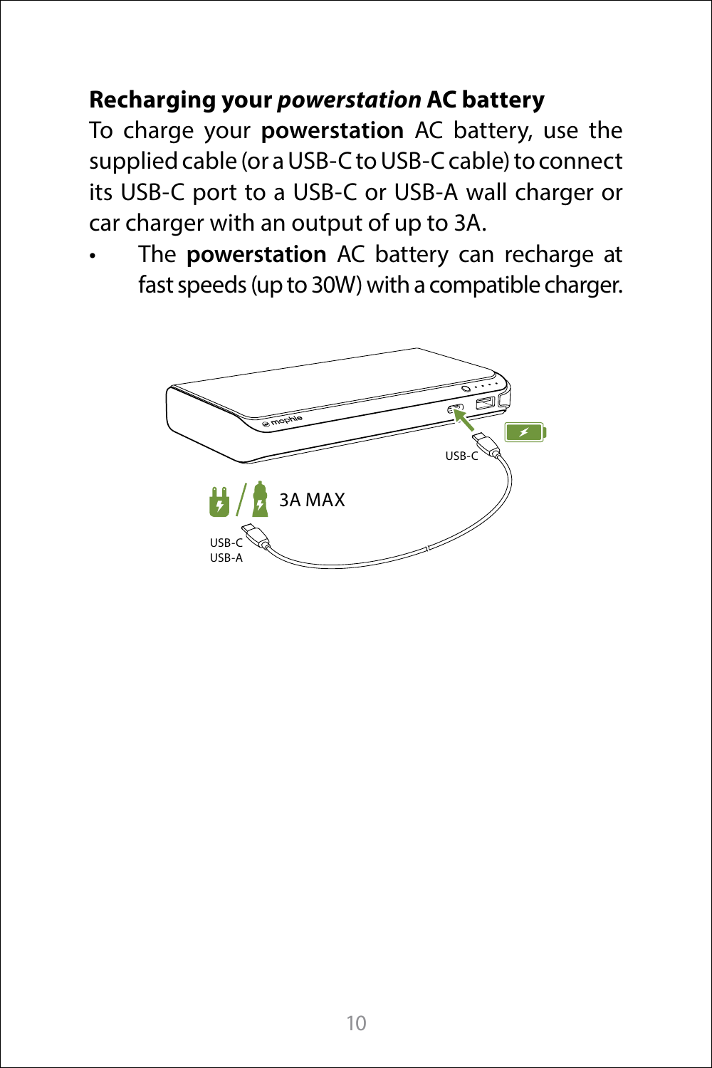**Recharging your *powerstation* AC battery**

To charge your **powerstation** AC battery, use the supplied cable (or a USB-C to USB-C cable) to connect its USB-C port to a USB-C or USB-A wall charger or car charger with an output of up to 3A.

- The **powerstation** AC battery can recharge at fast speeds (up to 30W) with a compatible charger.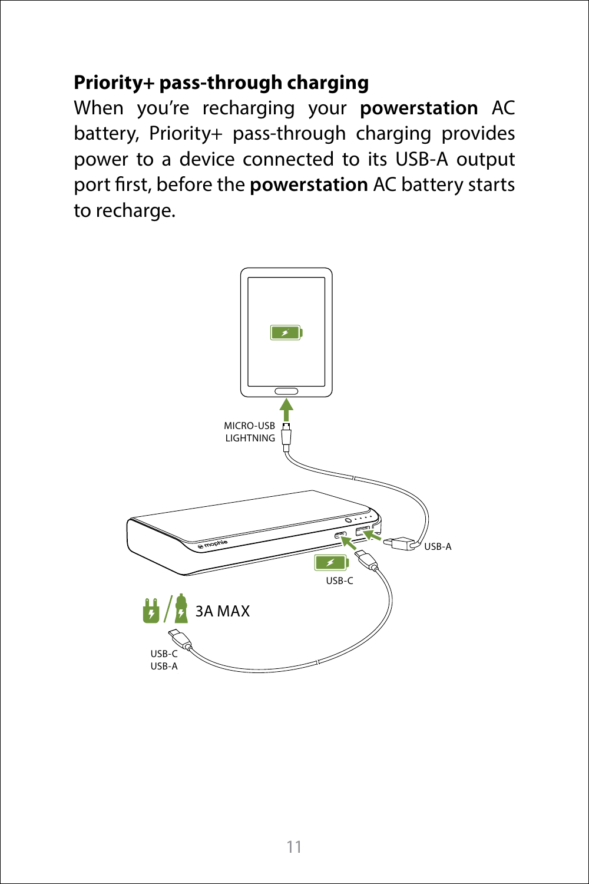## Priority+ pass-through charging

When you're recharging your **powerstation** AC battery, Priority+ pass-through charging provides power to a device connected to its USB-A output port first, before the **powerstation** AC battery starts to recharge.

MICRO-USB
LIGHTNING

USB-A

USB-C

3A MAX

USB-C
USB-A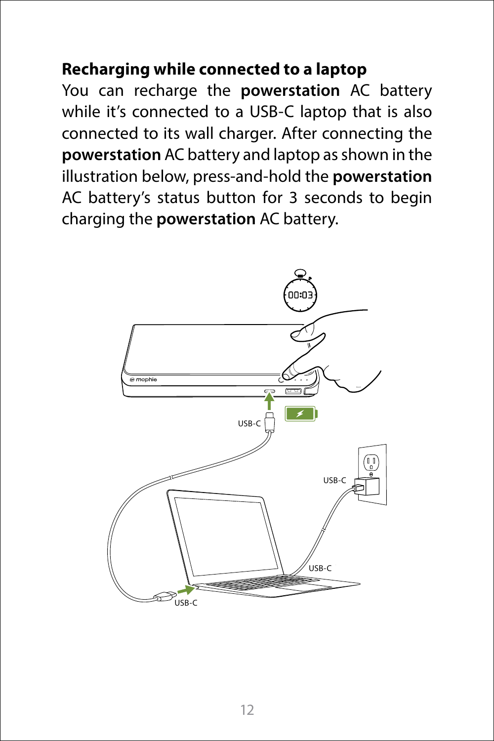## Recharging while connected to a laptop

You can recharge the **powerstation** AC battery while it's connected to a USB-C laptop that is also connected to its wall charger. After connecting the **powerstation** AC battery and laptop as shown in the illustration below, press-and-hold the **powerstation** AC battery's status button for 3 seconds to begin charging the **powerstation** AC battery.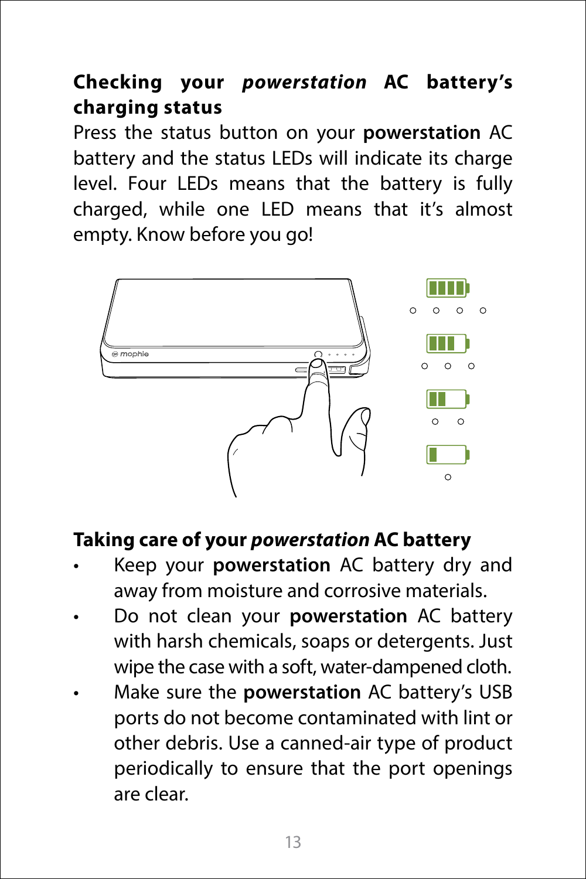## Checking your *powerstation* AC battery's charging status

Press the status button on your **powerstation** AC battery and the status LEDs will indicate its charge level. Four LEDs means that the battery is fully charged, while one LED means that it's almost empty. Know before you go!

## Taking care of your *powerstation* AC battery

- Keep your **powerstation** AC battery dry and away from moisture and corrosive materials.
- Do not clean your **powerstation** AC battery with harsh chemicals, soaps or detergents. Just wipe the case with a soft, water-dampened cloth.
- Make sure the **powerstation** AC battery's USB ports do not become contaminated with lint or other debris. Use a canned-air type of product periodically to ensure that the port openings are clear.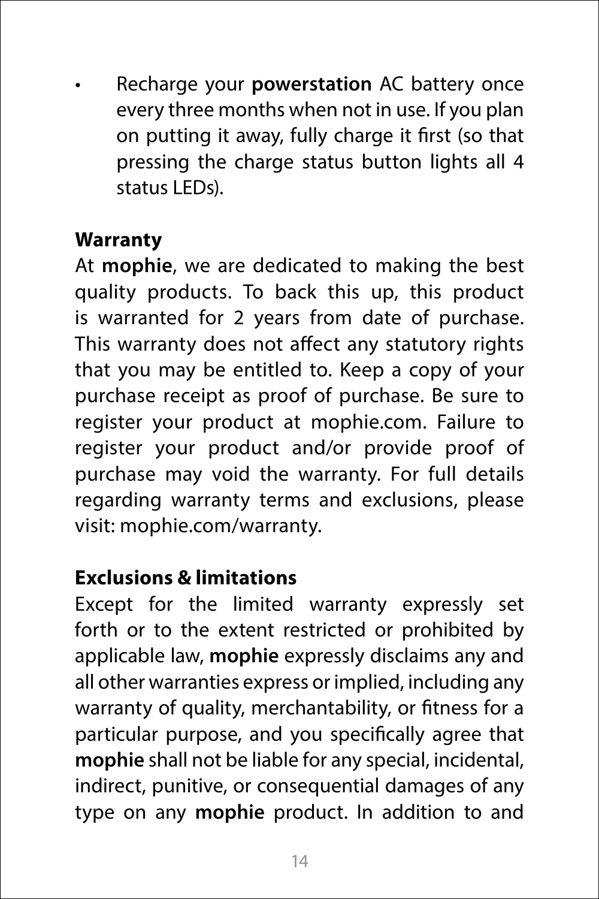- Recharge your **powerstation** AC battery once every three months when not in use. If you plan on putting it away, fully charge it first (so that pressing the charge status button lights all 4 status LEDs).

## Warranty

At **mophie**, we are dedicated to making the best quality products. To back this up, this product is warranted for 2 years from date of purchase. This warranty does not affect any statutory rights that you may be entitled to. Keep a copy of your purchase receipt as proof of purchase. Be sure to register your product at mophie.com. Failure to register your product and/or provide proof of purchase may void the warranty. For full details regarding warranty terms and exclusions, please visit: mophie.com/warranty.

## Exclusions & limitations

Except for the limited warranty expressly set forth or to the extent restricted or prohibited by applicable law, **mophie** expressly disclaims any and all other warranties express or implied, including any warranty of quality, merchantability, or fitness for a particular purpose, and you specifically agree that **mophie** shall not be liable for any special, incidental, indirect, punitive, or consequential damages of any type on any **mophie** product. In addition to and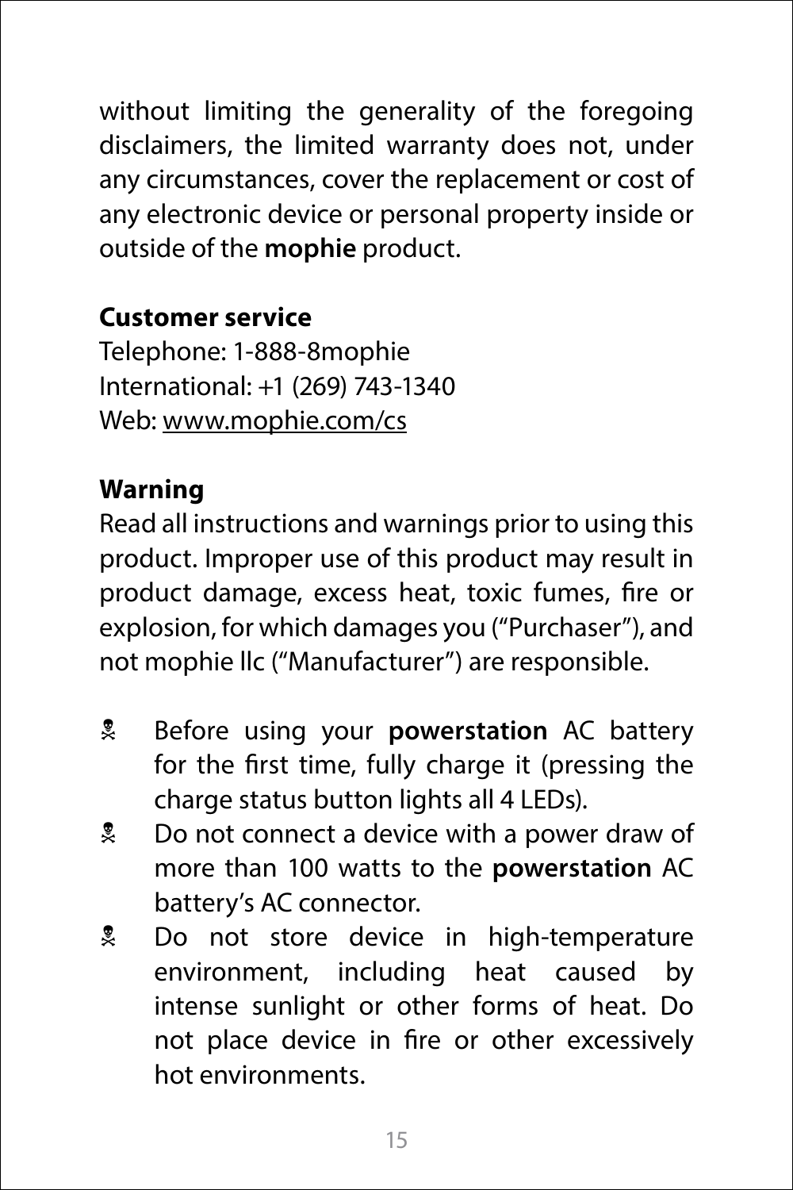without limiting the generality of the foregoing disclaimers, the limited warranty does not, under any circumstances, cover the replacement or cost of any electronic device or personal property inside or outside of the **mophie** product.

**Customer service**
Telephone: 1-888-8mophie
International: +1 (269) 743-1340
Web: www.mophie.com/cs

**Warning**
Read all instructions and warnings prior to using this product. Improper use of this product may result in product damage, excess heat, toxic fumes, fire or explosion, for which damages you ("Purchaser"), and not mophie llc ("Manufacturer") are responsible.

- Before using your **powerstation** AC battery for the first time, fully charge it (pressing the charge status button lights all 4 LEDs).
- Do not connect a device with a power draw of more than 100 watts to the **powerstation** AC battery's AC connector.
- Do not store device in high-temperature environment, including heat caused by intense sunlight or other forms of heat. Do not place device in fire or other excessively hot environments.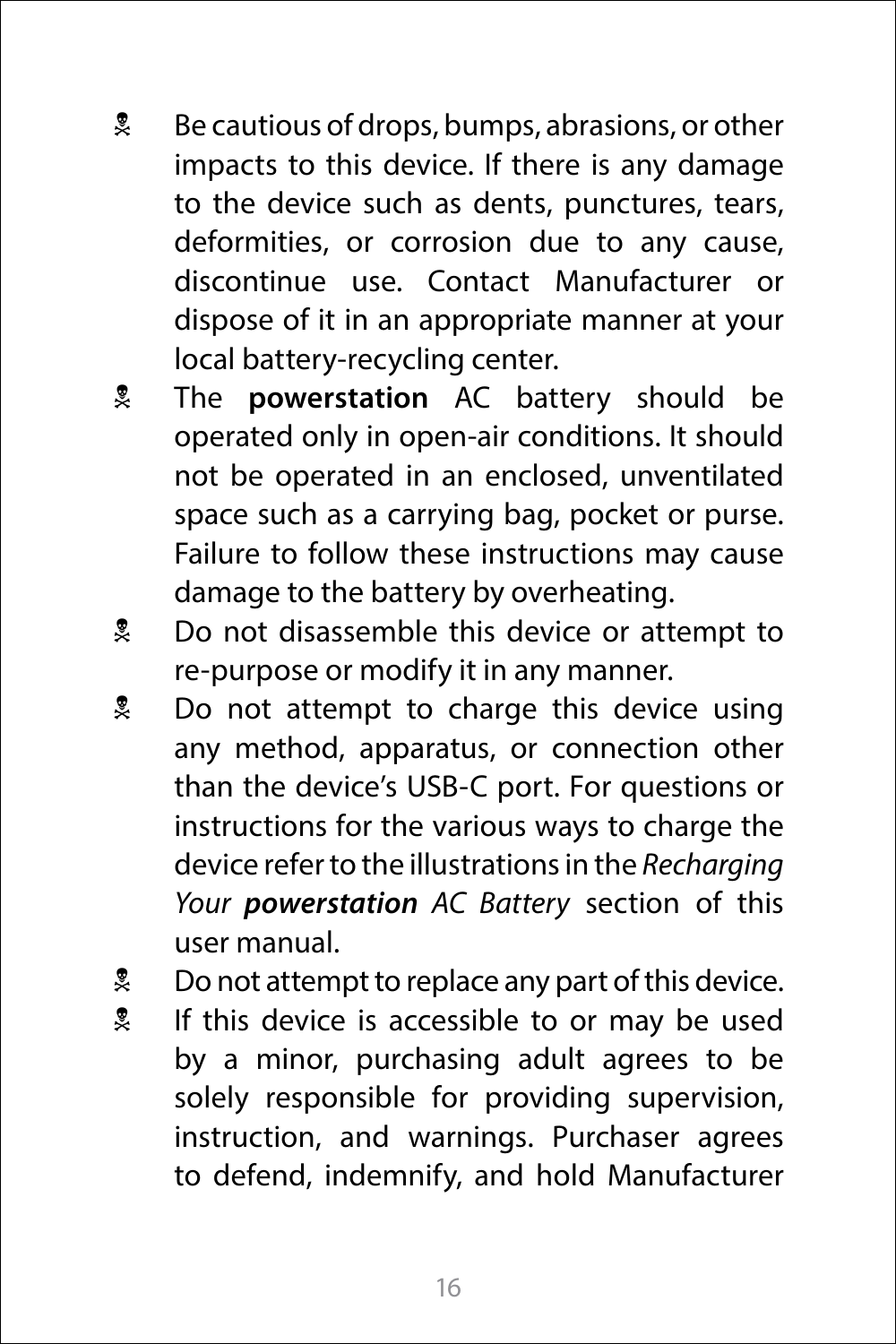- Be cautious of drops, bumps, abrasions, or other impacts to this device. If there is any damage to the device such as dents, punctures, tears, deformities, or corrosion due to any cause, discontinue use. Contact Manufacturer or dispose of it in an appropriate manner at your local battery-recycling center.
- The **powerstation** AC battery should be operated only in open-air conditions. It should not be operated in an enclosed, unventilated space such as a carrying bag, pocket or purse. Failure to follow these instructions may cause damage to the battery by overheating.
- Do not disassemble this device or attempt to re-purpose or modify it in any manner.
- Do not attempt to charge this device using any method, apparatus, or connection other than the device's USB-C port. For questions or instructions for the various ways to charge the device refer to the illustrations in the *Recharging Your **powerstation** AC Battery* section of this user manual.
- Do not attempt to replace any part of this device.
- If this device is accessible to or may be used by a minor, purchasing adult agrees to be solely responsible for providing supervision, instruction, and warnings. Purchaser agrees to defend, indemnify, and hold Manufacturer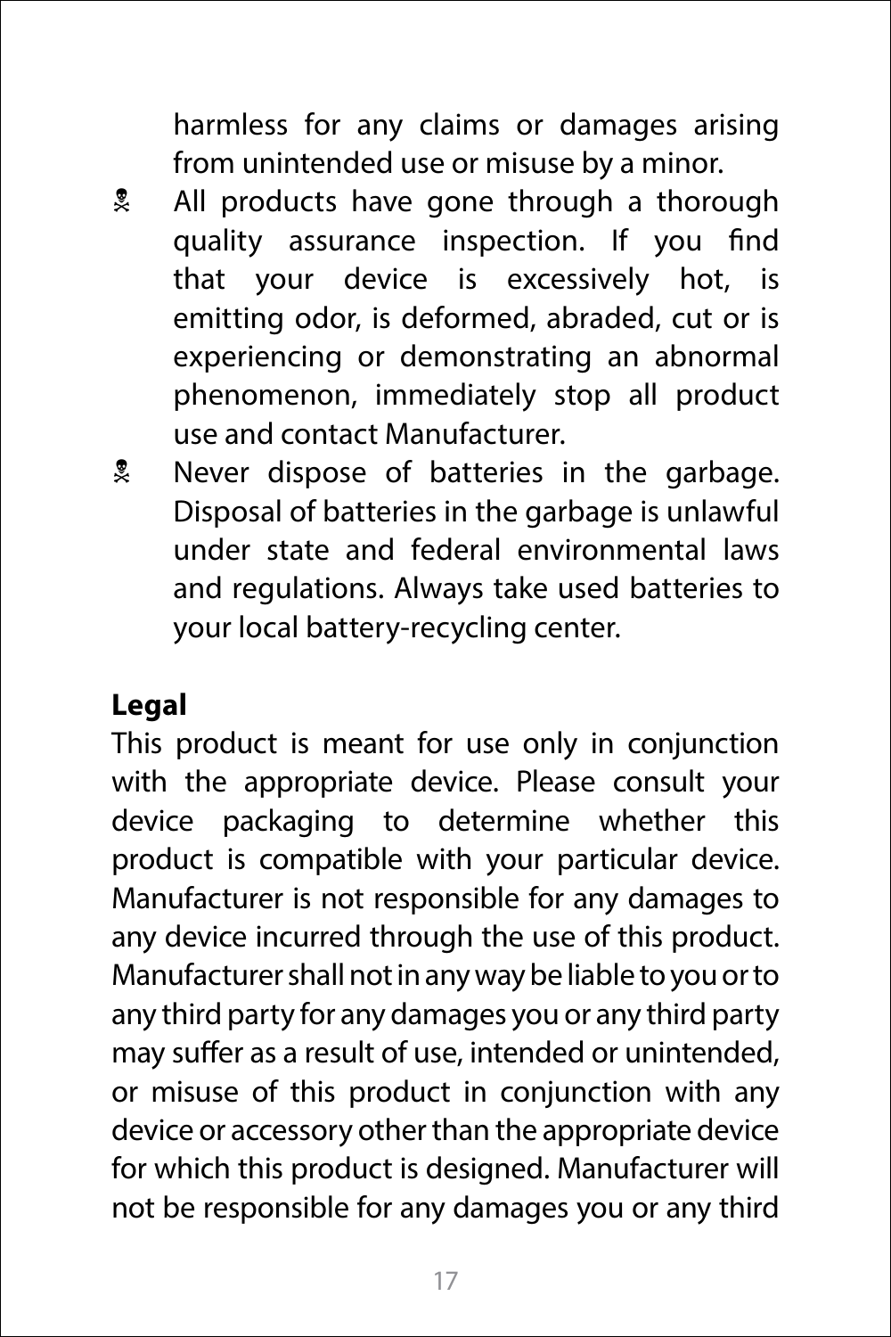harmless for any claims or damages arising from unintended use or misuse by a minor.

☠ All products have gone through a thorough quality assurance inspection. If you find that your device is excessively hot, is emitting odor, is deformed, abraded, cut or is experiencing or demonstrating an abnormal phenomenon, immediately stop all product use and contact Manufacturer.

☠ Never dispose of batteries in the garbage. Disposal of batteries in the garbage is unlawful under state and federal environmental laws and regulations. Always take used batteries to your local battery-recycling center.

**Legal**

This product is meant for use only in conjunction with the appropriate device. Please consult your device packaging to determine whether this product is compatible with your particular device. Manufacturer is not responsible for any damages to any device incurred through the use of this product. Manufacturer shall not in any way be liable to you or to any third party for any damages you or any third party may suffer as a result of use, intended or unintended, or misuse of this product in conjunction with any device or accessory other than the appropriate device for which this product is designed. Manufacturer will not be responsible for any damages you or any third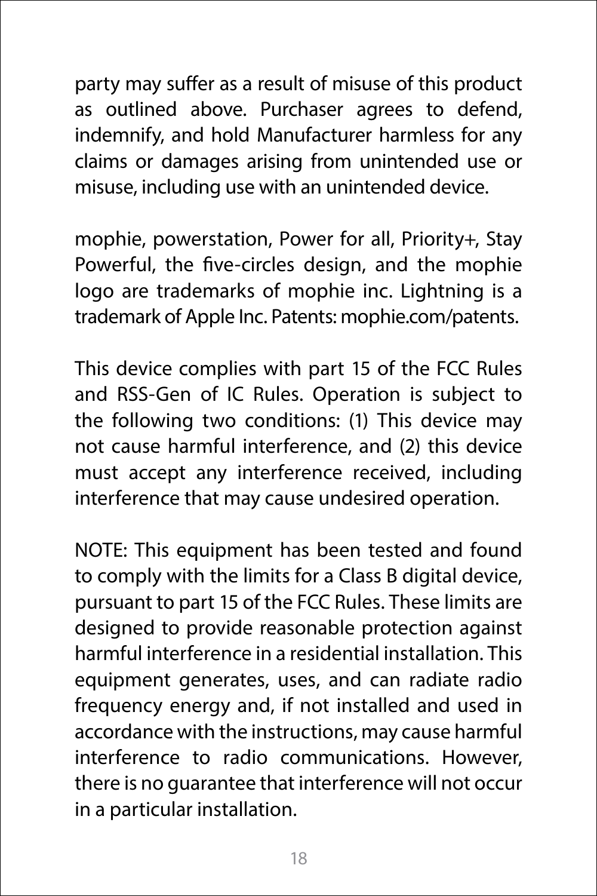party may suffer as a result of misuse of this product as outlined above. Purchaser agrees to defend, indemnify, and hold Manufacturer harmless for any claims or damages arising from unintended use or misuse, including use with an unintended device.

mophie, powerstation, Power for all, Priority+, Stay Powerful, the five-circles design, and the mophie logo are trademarks of mophie inc. Lightning is a trademark of Apple Inc. Patents: mophie.com/patents.

This device complies with part 15 of the FCC Rules and RSS-Gen of IC Rules. Operation is subject to the following two conditions: (1) This device may not cause harmful interference, and (2) this device must accept any interference received, including interference that may cause undesired operation.

NOTE: This equipment has been tested and found to comply with the limits for a Class B digital device, pursuant to part 15 of the FCC Rules. These limits are designed to provide reasonable protection against harmful interference in a residential installation. This equipment generates, uses, and can radiate radio frequency energy and, if not installed and used in accordance with the instructions, may cause harmful interference to radio communications. However, there is no guarantee that interference will not occur in a particular installation.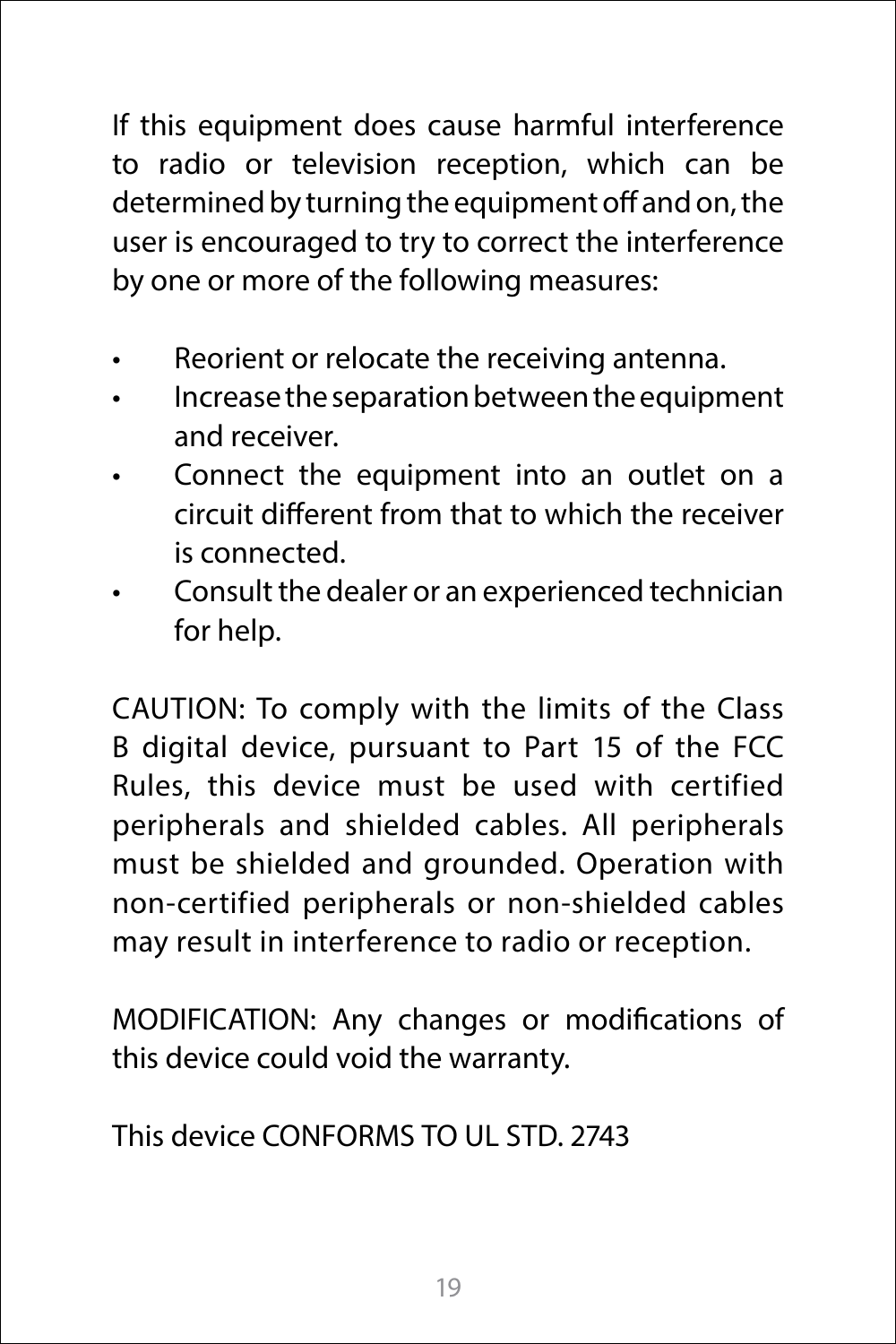If this equipment does cause harmful interference to radio or television reception, which can be determined by turning the equipment off and on, the user is encouraged to try to correct the interference by one or more of the following measures:

- Reorient or relocate the receiving antenna.
- Increase the separation between the equipment and receiver.
- Connect the equipment into an outlet on a circuit different from that to which the receiver is connected.
- Consult the dealer or an experienced technician for help.

CAUTION: To comply with the limits of the Class B digital device, pursuant to Part 15 of the FCC Rules, this device must be used with certified peripherals and shielded cables. All peripherals must be shielded and grounded. Operation with non-certified peripherals or non-shielded cables may result in interference to radio or reception.

MODIFICATION: Any changes or modifications of this device could void the warranty.

This device CONFORMS TO UL STD. 2743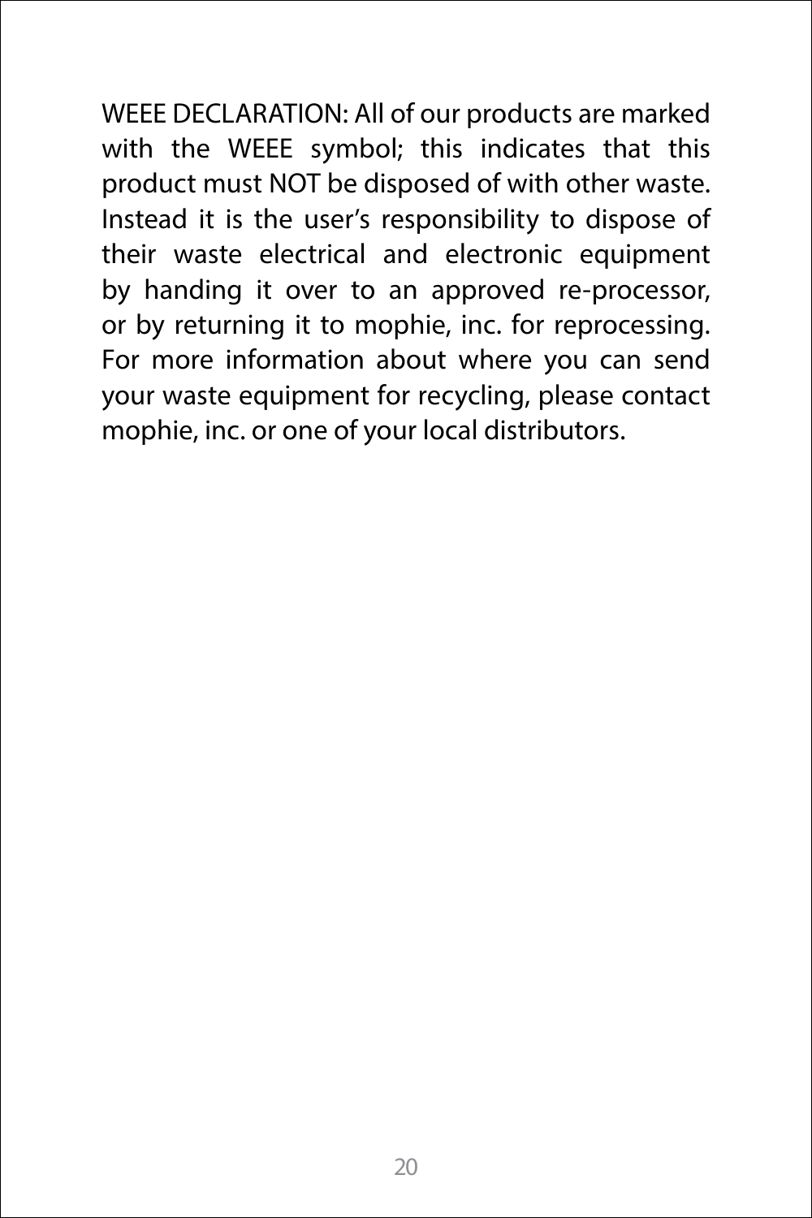WEEE DECLARATION: All of our products are marked with the WEEE symbol; this indicates that this product must NOT be disposed of with other waste. Instead it is the user's responsibility to dispose of their waste electrical and electronic equipment by handing it over to an approved re-processor, or by returning it to mophie, inc. for reprocessing. For more information about where you can send your waste equipment for recycling, please contact mophie, inc. or one of your local distributors.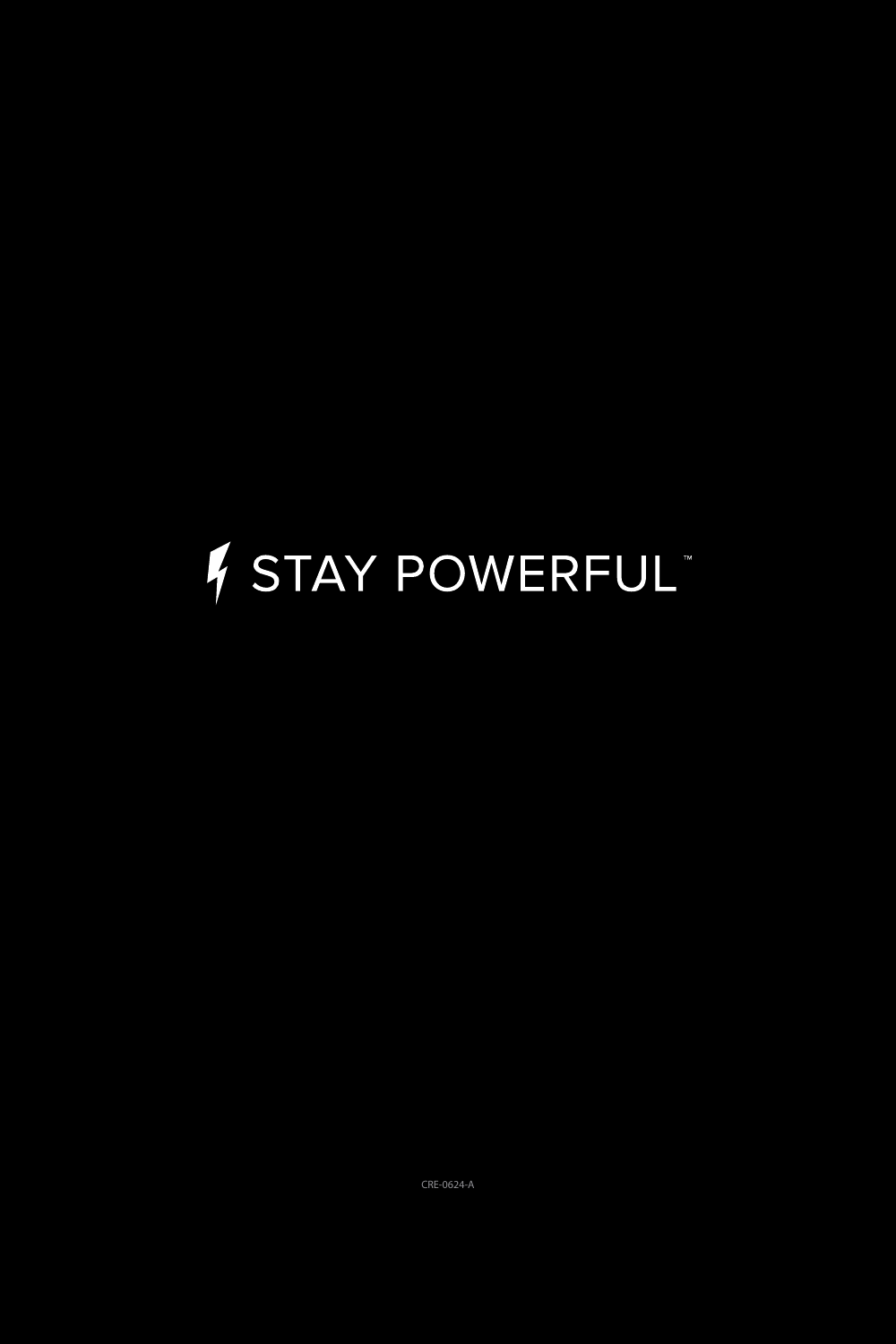STAY POWERFUL™

CRE-0624-A